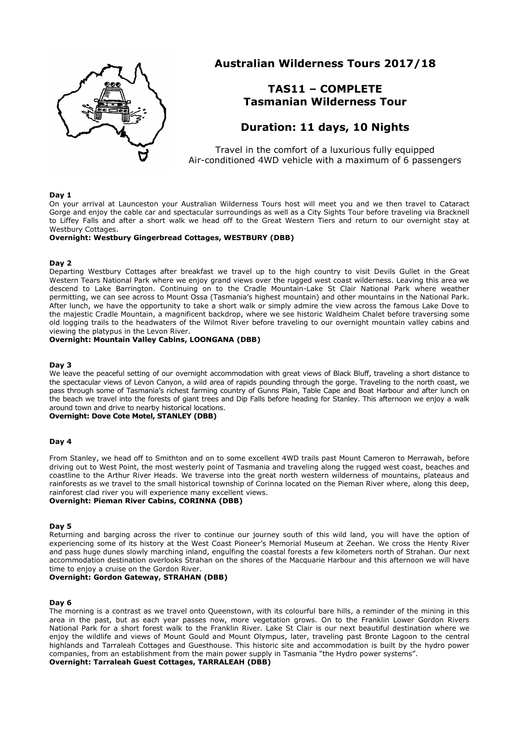# Australian Wilderness Tours 2017/18

## TAS11 – COMPLETE Tasmanian Wilderness Tour

## Duration: 11 days, 10 Nights

Travel in the comfort of a luxurious fully equipped Air-conditioned 4WD vehicle with a maximum of 6 passengers

**Day 1**

On your arrival at Launceston your Australian Wilderness Tours host will meet you and we then travel to Cataract Gorge and enjoy the cable car and spectacular surroundings as well as a City Sights Tour before traveling via Bracknell to Liffey Falls and after a short walk we head off to the Great Western Tiers and return to our overnight stay at Westbury Cottages.

**Overnight: Westbury Gingerbread Cottages, WESTBURY (DBB)**

**Day 2**

Departing Westbury Cottages after breakfast we travel up to the high country to visit Devils Gullet in the Great Western Tears National Park where we enjoy grand views over the rugged west coast wilderness. Leaving this area we descend to Lake Barrington. Continuing on to the Cradle Mountain-Lake St Clair National Park where weather permitting, we can see across to Mount Ossa (Tasmania's highest mountain) and other mountains in the National Park. After lunch, we have the opportunity to take a short walk or simply admire the view across the famous Lake Dove to the majestic Cradle Mountain, a magnificent backdrop, where we see historic Waldheim Chalet before traversing some old logging trails to the headwaters of the Wilmot River before traveling to our overnight mountain valley cabins and viewing the platypus in the Levon River.

**Overnight: Mountain Valley Cabins, LOONGANA (DBB)**

**Day 3**

We leave the peaceful setting of our overnight accommodation with great views of Black Bluff, traveling a short distance to the spectacular views of Levon Canyon, a wild area of rapids pounding through the gorge. Traveling to the north coast, we pass through some of Tasmania's richest farming country of Gunns Plain, Table Cape and Boat Harbour and after lunch on the beach we travel into the forests of giant trees and Dip Falls before heading for Stanley. This afternoon we enjoy a walk around town and drive to nearby historical locations.

**Overnight: Dove Cote Motel, STANLEY (DBB)**

**Day 4**

From Stanley, we head off to Smithton and on to some excellent 4WD trails past Mount Cameron to Merrawah, before driving out to West Point, the most westerly point of Tasmania and traveling along the rugged west coast, beaches and coastline to the Arthur River Heads. We traverse into the great north western wilderness of mountains, plateaus and rainforests as we travel to the small historical township of Corinna located on the Pieman River where, along this deep, rainforest clad river you will experience many excellent views.

**Overnight: Pieman River Cabins, CORINNA (DBB)**

**Day 5**

Returning and barging across the river to continue our journey south of this wild land, you will have the option of experiencing some of its history at the West Coast Pioneer's Memorial Museum at Zeehan. We cross the Henty River and pass huge dunes slowly marching inland, engulfing the coastal forests a few kilometers north of Strahan. Our next accommodation destination overlooks Strahan on the shores of the Macquarie Harbour and this afternoon we will have time to enjoy a cruise on the Gordon River.

**Overnight: Gordon Gateway, STRAHAN (DBB)**

**Day 6**

The morning is a contrast as we travel onto Queenstown, with its colourful bare hills, a reminder of the mining in this area in the past, but as each year passes now, more vegetation grows. On to the Franklin Lower Gordon Rivers National Park for a short forest walk to the Franklin River. Lake St Clair is our next beautiful destination where we enjoy the wildlife and views of Mount Gould and Mount Olympus, later, traveling past Bronte Lagoon to the central highlands and Tarraleah Cottages and Guesthouse. This historic site and accommodation is built by the hydro power companies, from an establishment from the main power supply in Tasmania "the Hydro power systems".

**Overnight: Tarraleah Guest Cottages, TARRALEAH (DBB)**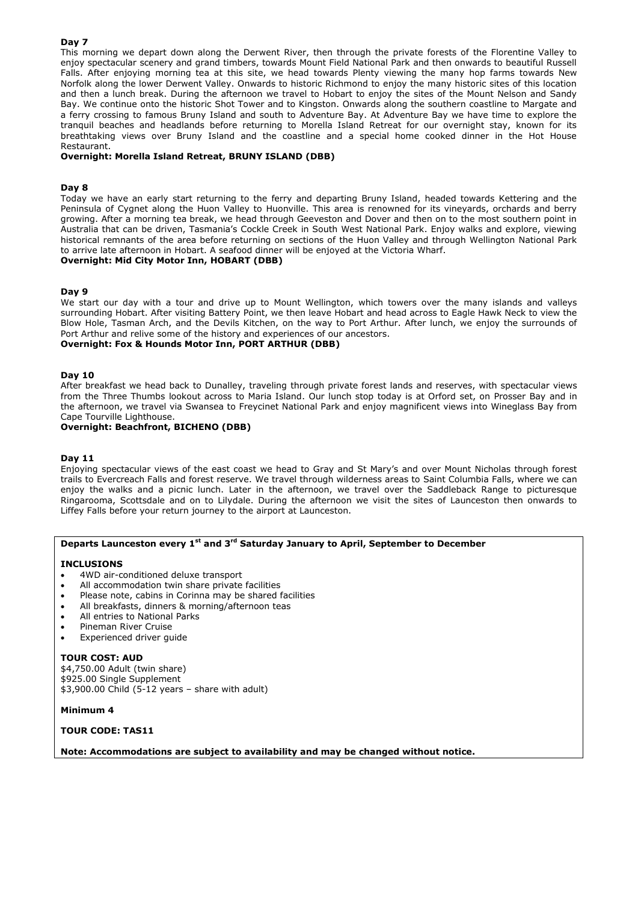**Day 7**

This morning we depart down along the Derwent River, then through the private forests of the Florentine Valley to enjoy spectacular scenery and grand timbers, towards Mount Field National Park and then onwards to beautiful Russell Falls. After enjoying morning tea at this site, we head towards Plenty viewing the many hop farms towards New Norfolk along the lower Derwent Valley. Onwards to historic Richmond to enjoy the many historic sites of this location and then a lunch break. During the afternoon we travel to Hobart to enjoy the sites of the Mount Nelson and Sandy Bay. We continue onto the historic Shot Tower and to Kingston. Onwards along the southern coastline to Margate and a ferry crossing to famous Bruny Island and south to Adventure Bay. At Adventure Bay we have time to explore the tranquil beaches and headlands before returning to Morella Island Retreat for our overnight stay, known for its breathtaking views over Bruny Island and the coastline and a special home cooked dinner in the Hot House Restaurant.

**Overnight: Morella Island Retreat, BRUNY ISLAND (DBB)**

**Day 8**

Today we have an early start returning to the ferry and departing Bruny Island, headed towards Kettering and the Peninsula of Cygnet along the Huon Valley to Huonville. This area is renowned for its vineyards, orchards and berry growing. After a morning tea break, we head through Geeveston and Dover and then on to the most southern point in Australia that can be driven, Tasmania's Cockle Creek in South West National Park. Enjoy walks and explore, viewing historical remnants of the area before returning on sections of the Huon Valley and through Wellington National Park to arrive late afternoon in Hobart. A seafood dinner will be enjoyed at the Victoria Wharf.

**Overnight: Mid City Motor Inn, HOBART (DBB)**

**Day 9**

We start our day with a tour and drive up to Mount Wellington, which towers over the many islands and valleys surrounding Hobart. After visiting Battery Point, we then leave Hobart and head across to Eagle Hawk Neck to view the Blow Hole, Tasman Arch, and the Devils Kitchen, on the way to Port Arthur. After lunch, we enjoy the surrounds of Port Arthur and relive some of the history and experiences of our ancestors.

**Overnight: Fox & Hounds Motor Inn, PORT ARTHUR (DBB)**

**Day 10**

After breakfast we head back to Dunalley, traveling through private forest lands and reserves, with spectacular views from the Three Thumbs lookout across to Maria Island. Our lunch stop today is at Orford set, on Prosser Bay and in the afternoon, we travel via Swansea to Freycinet National Park and enjoy magnificent views into Wineglass Bay from Cape Tourville Lighthouse.

**Overnight: Beachfront, BICHENO (DBB)**

**Day 11**

Enjoying spectacular views of the east coast we head to Gray and St Mary's and over Mount Nicholas through forest trails to Evercreach Falls and forest reserve. We travel through wilderness areas to Saint Columbia Falls, where we can enjoy the walks and a picnic lunch. Later in the afternoon, we travel over the Saddleback Range to picturesque Ringarooma, Scottsdale and on to Lilydale. During the afternoon we visit the sites of Launceston then onwards to Liffey Falls before your return journey to the airport at Launceston.

**Departs Launceston every 1st and 3rd Saturday January to April, September to December**

**INCLUSIONS**

- 4WD air-conditioned deluxe transport
- All accommodation twin share private facilities
- Please note, cabins in Corinna may be shared facilities
- All breakfasts, dinners & morning/afternoon teas
- All entries to National Parks
- Pineman River Cruise
- Experienced driver guide

**TOUR COST: AUD**

$4,750.00 Adult (twin share)
$925.00 Single Supplement
$3,900.00 Child (5-12 years – share with adult)

**Minimum 4**

**TOUR CODE: TAS11**

**Note: Accommodations are subject to availability and may be changed without notice.**